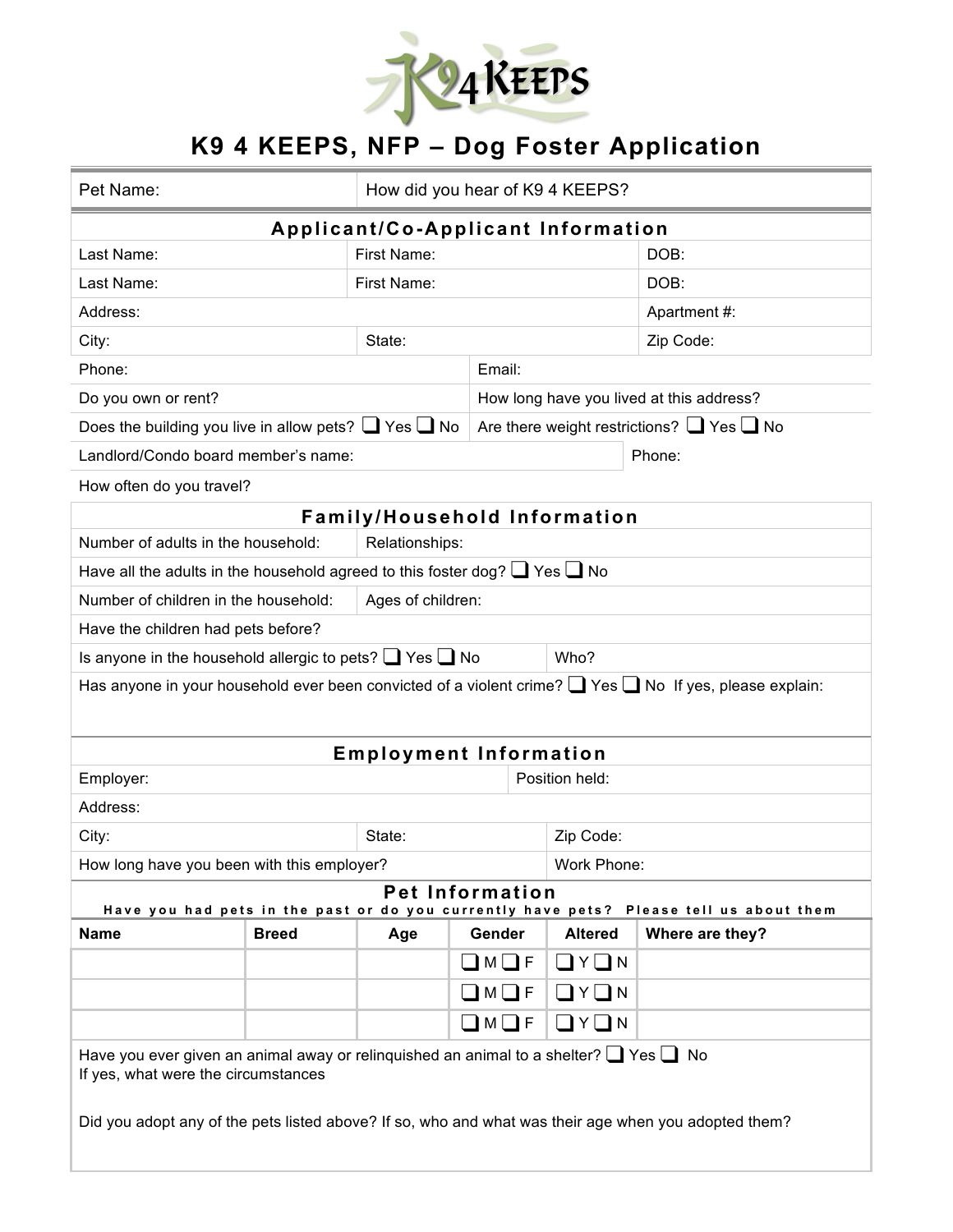# K9 4 KEEPS, NFP – Dog Foster Application

Pet Name:

How did you hear of K9 4 KEEPS?

## Applicant/Co-Applicant Information

| Last Name: | First Name: | DOB: |
|---|---|---|
| Last Name: | First Name: | DOB: |

Address: Apartment #:

City: State: Zip Code:

Phone: Email:

Do you own or rent?

How long have you lived at this address?

Does the building you live in allow pets? ❑ Yes ❑ No

Are there weight restrictions? ❑ Yes ❑ No

Landlord/Condo board member's name: Phone:

How often do you travel?

## Family/Household Information

Number of adults in the household: Relationships:

Have all the adults in the household agreed to this foster dog? ❑ Yes ❑ No

Number of children in the household: Ages of children:

Have the children had pets before?

Is anyone in the household allergic to pets? ❑ Yes ❑ No Who?

Has anyone in your household ever been convicted of a violent crime? ❑ Yes ❑ No If yes, please explain:

## Employment Information

Employer: Position held:

Address:

City: State: Zip Code:

How long have you been with this employer? Work Phone:

## Pet Information

Have you had pets in the past or do you currently have pets? Please tell us about them

| Name | Breed | Age | Gender | Altered | Where are they? |
|---|---|---|---|---|---|
| | | | ❑ M ❑ F | ❑ Y ❑ N | |
| | | | ❑ M ❑ F | ❑ Y ❑ N | |
| | | | ❑ M ❑ F | ❑ Y ❑ N | |

Have you ever given an animal away or relinquished an animal to a shelter? ❑ Yes ❑ No
If yes, what were the circumstances

Did you adopt any of the pets listed above? If so, who and what was their age when you adopted them?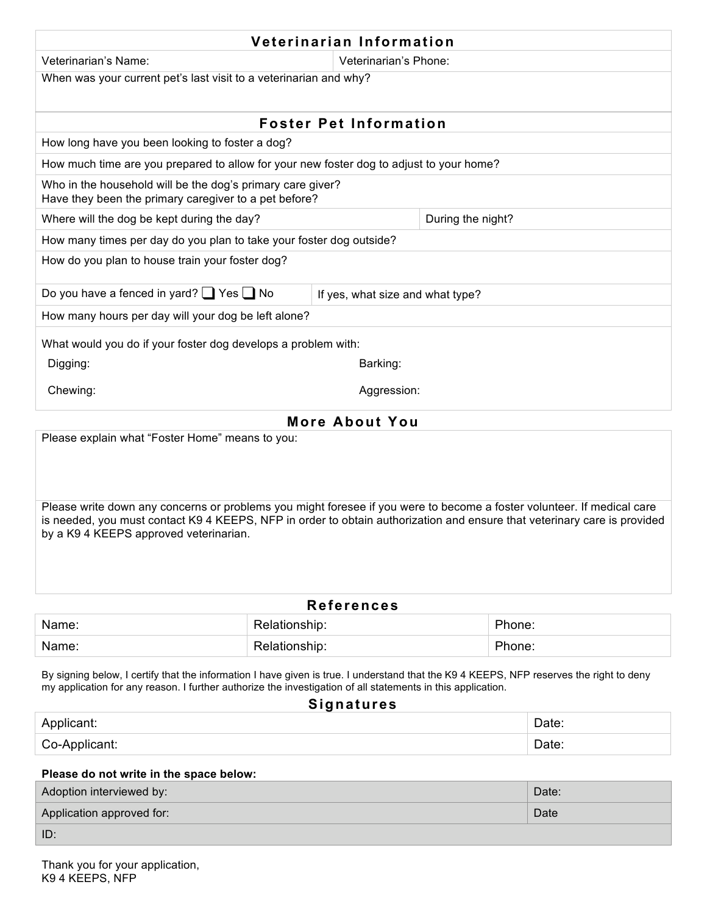## Veterinarian Information

| | |
|---|---|
| Veterinarian's Name: | Veterinarian's Phone: |

When was your current pet's last visit to a veterinarian and why?

## Foster Pet Information

How long have you been looking to foster a dog?

How much time are you prepared to allow for your new foster dog to adjust to your home?

Who in the household will be the dog's primary care giver?
Have they been the primary caregiver to a pet before?

| | |
|---|---|
| Where will the dog be kept during the day? | During the night? |

How many times per day do you plan to take your foster dog outside?

How do you plan to house train your foster dog?

| | |
|---|---|
| Do you have a fenced in yard? ❑ Yes ❑ No | If yes, what size and what type? |

How many hours per day will your dog be left alone?

What would you do if your foster dog develops a problem with:

| | |
|---|---|
| Digging: | Barking: |
| Chewing: | Aggression: |

## More About You

Please explain what "Foster Home" means to you:

Please write down any concerns or problems you might foresee if you were to become a foster volunteer. If medical care is needed, you must contact K9 4 KEEPS, NFP in order to obtain authorization and ensure that veterinary care is provided by a K9 4 KEEPS approved veterinarian.

## References

| | | |
|---|---|---|
| Name: | Relationship: | Phone: |
| Name: | Relationship: | Phone: |

By signing below, I certify that the information I have given is true. I understand that the K9 4 KEEPS, NFP reserves the right to deny my application for any reason. I further authorize the investigation of all statements in this application.

## Signatures

| | |
|---|---|
| Applicant: | Date: |
| Co-Applicant: | Date: |

**Please do not write in the space below:**

| | |
|---|---|
| Adoption interviewed by: | Date: |
| Application approved for: | Date |
| ID: | |

Thank you for your application,
K9 4 KEEPS, NFP